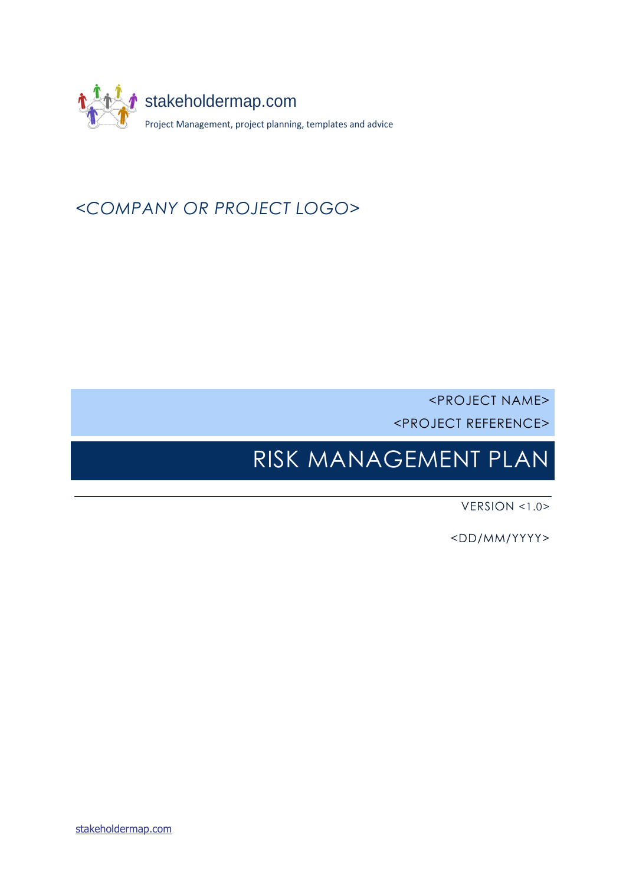stakeholdermap.com

Project Management, project planning, templates and advice

*<COMPANY OR PROJECT LOGO>*

<PROJECT NAME>

<PROJECT REFERENCE>

# RISK MANAGEMENT PLAN

VERSION <1.0>

<DD/MM/YYYY>

stakeholdermap.com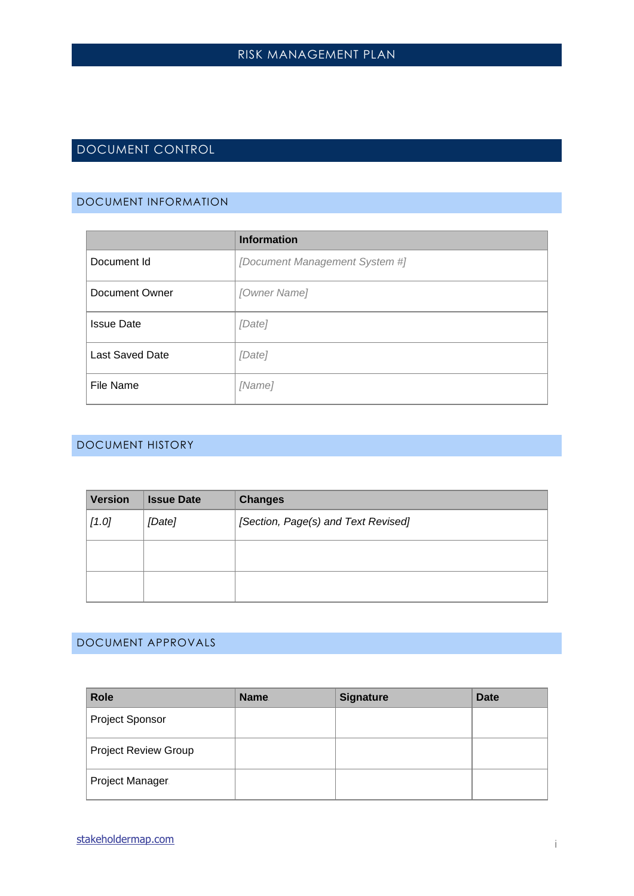# DOCUMENT CONTROL

## DOCUMENT INFORMATION

| | Information |
|---|---|
| Document Id | *[Document Management System #]* |
| Document Owner | *[Owner Name]* |
| Issue Date | *[Date]* |
| Last Saved Date | *[Date]* |
| File Name | *[Name]* |

## DOCUMENT HISTORY

| Version | Issue Date | Changes |
|---|---|---|
| *[1.0]* | *[Date]* | *[Section, Page(s) and Text Revised]* |
| | | |
| | | |

## DOCUMENT APPROVALS

| Role | Name | Signature | Date |
|---|---|---|---|
| Project Sponsor | | | |
| Project Review Group | | | |
| Project Manager | | | |

[stakeholdermap.com](https://www.stakeholdermap.com)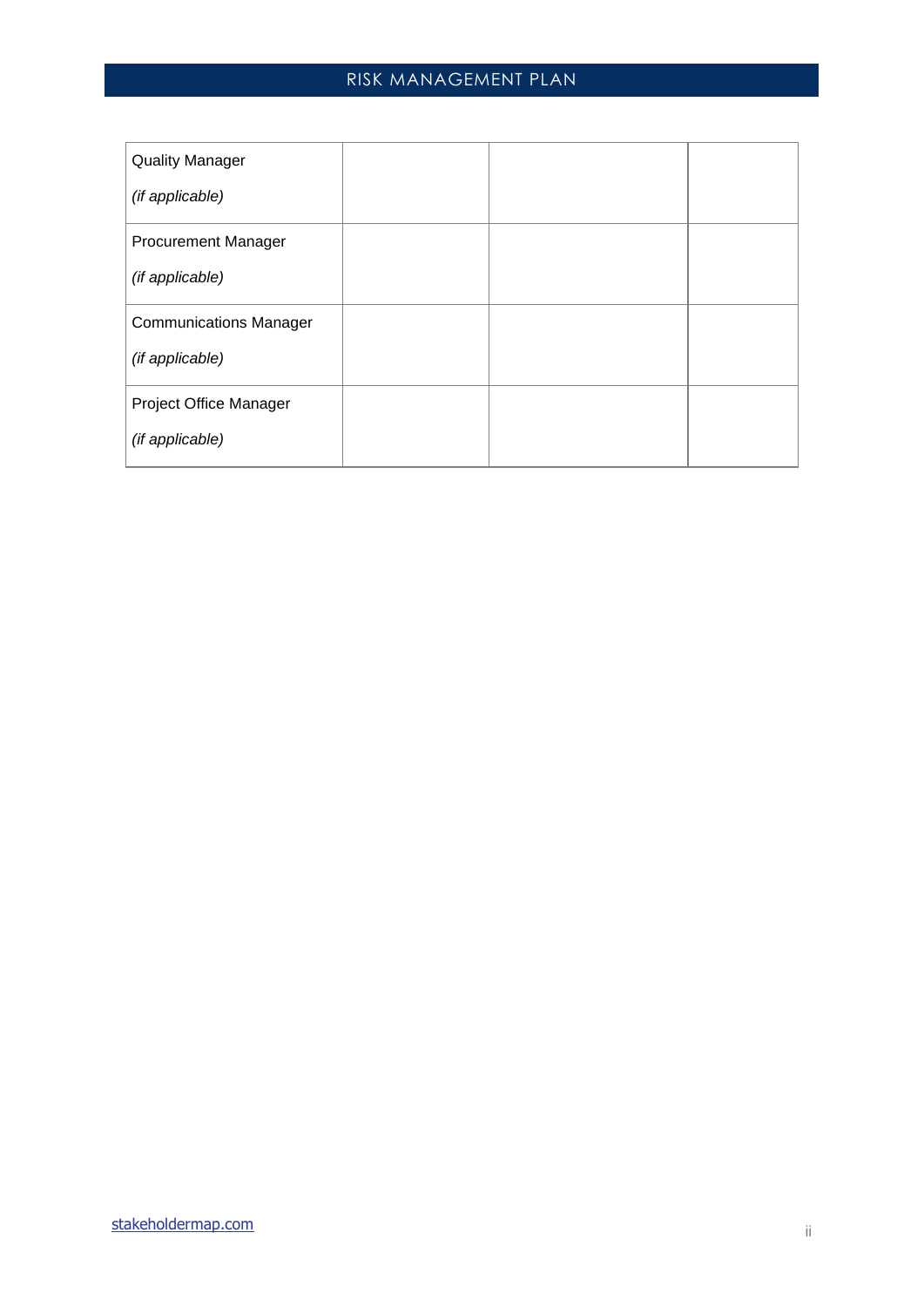| | | | |
|---|---|---|---|
| Quality Manager<br>*(if applicable)* | | | |
| Procurement Manager<br>*(if applicable)* | | | |
| Communications Manager<br>*(if applicable)* | | | |
| Project Office Manager<br>*(if applicable)* | | | |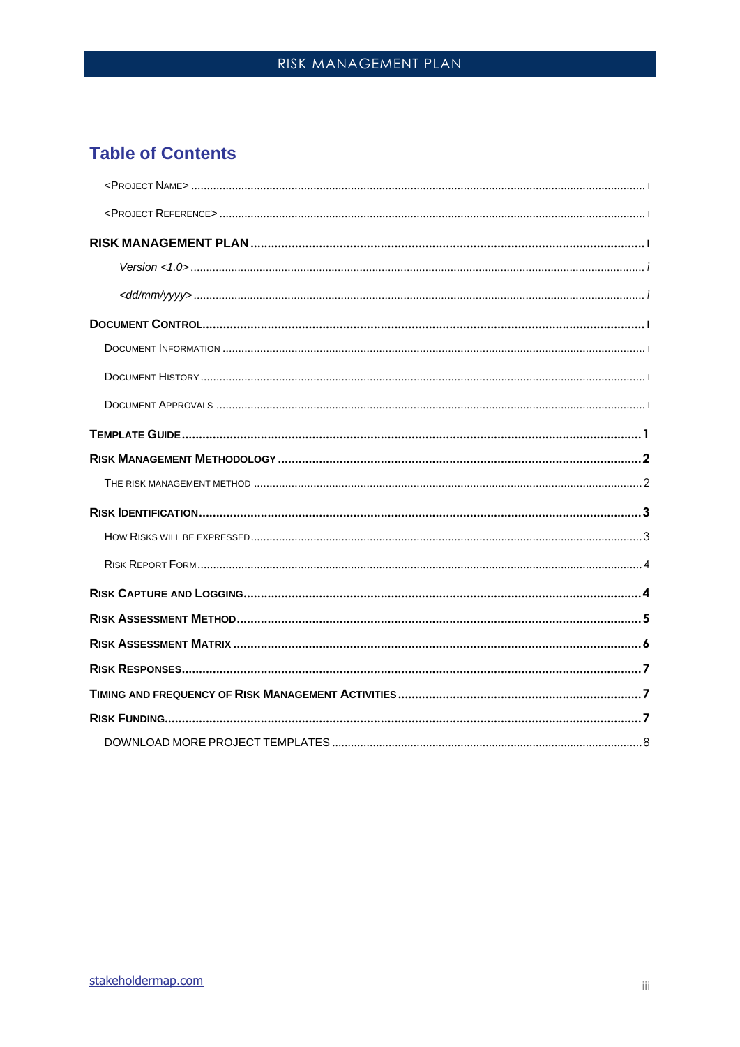# Table of Contents

<Project Name> ........ i

<Project Reference> ........ i

**RISK MANAGEMENT PLAN ........ I**

*Version <1.0> ........ i*

*<dd/mm/yyyy> ........ i*

**Document Control ........ I**

Document Information ........ I

Document History ........ I

Document Approvals ........ I

**Template Guide ........ 1**

**Risk Management Methodology ........ 2**

The risk management method ........ 2

**Risk Identification ........ 3**

How Risks will be expressed ........ 3

Risk Report Form ........ 4

**Risk Capture and Logging ........ 4**

**Risk Assessment Method ........ 5**

**Risk Assessment Matrix ........ 6**

**Risk Responses ........ 7**

**Timing and frequency of Risk Management Activities ........ 7**

**Risk Funding ........ 7**

DOWNLOAD MORE PROJECT TEMPLATES ........ 8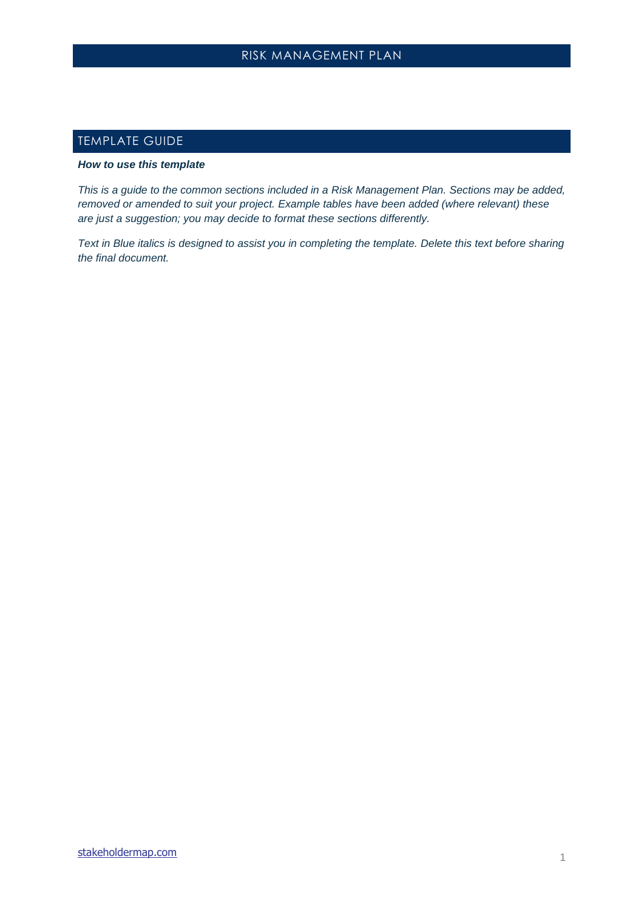# RISK MANAGEMENT PLAN

## TEMPLATE GUIDE

***How to use this template***

*This is a guide to the common sections included in a Risk Management Plan. Sections may be added, removed or amended to suit your project. Example tables have been added (where relevant) these are just a suggestion; you may decide to format these sections differently.*

*Text in Blue italics is designed to assist you in completing the template. Delete this text before sharing the final document.*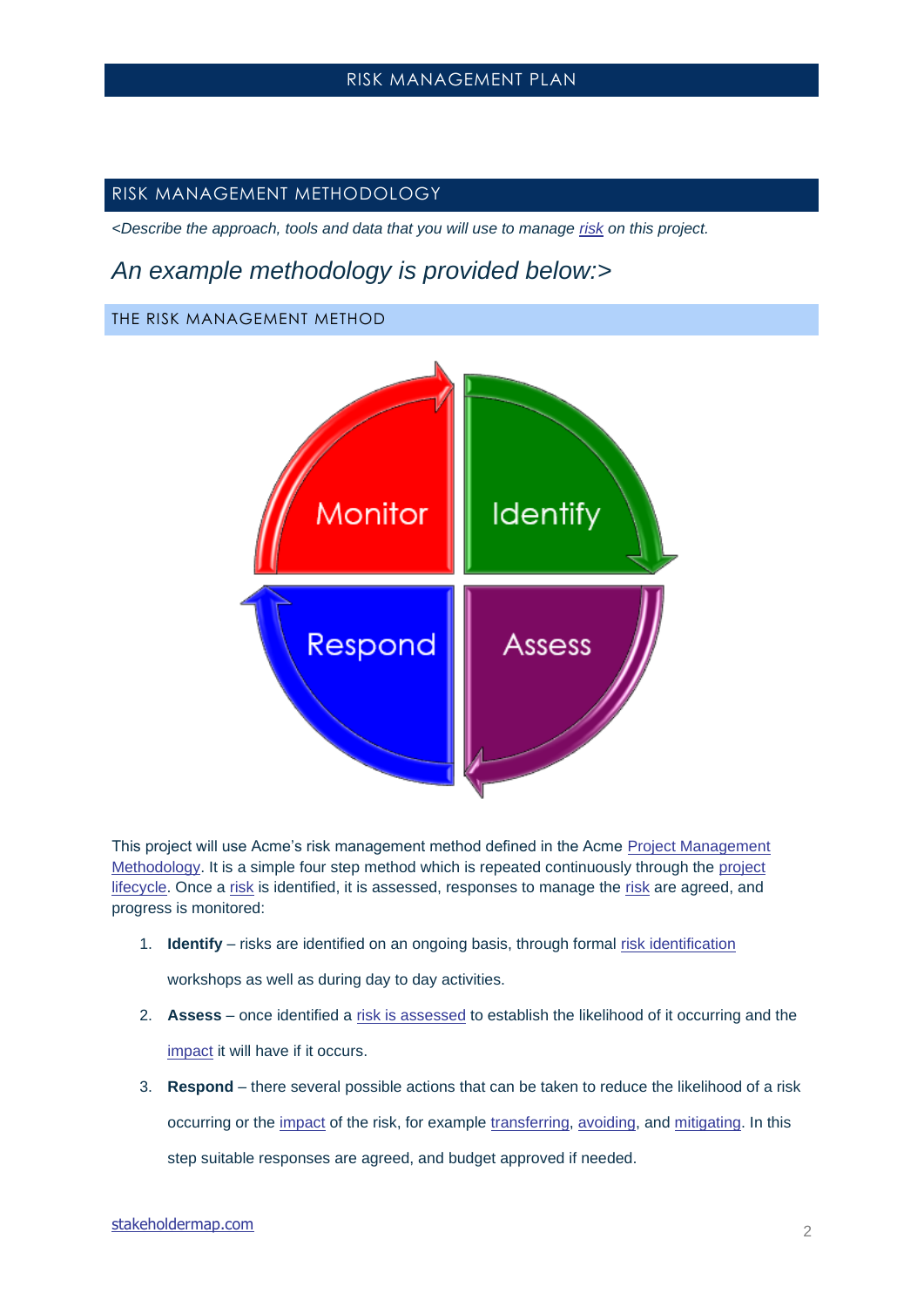## RISK MANAGEMENT METHODOLOGY

*<Describe the approach, tools and data that you will use to manage risk on this project.*

*An example methodology is provided below:>*

### THE RISK MANAGEMENT METHOD

This project will use Acme's risk management method defined in the Acme Project Management Methodology. It is a simple four step method which is repeated continuously through the project lifecycle. Once a risk is identified, it is assessed, responses to manage the risk are agreed, and progress is monitored:

1. **Identify** – risks are identified on an ongoing basis, through formal risk identification workshops as well as during day to day activities.
2. **Assess** – once identified a risk is assessed to establish the likelihood of it occurring and the impact it will have if it occurs.
3. **Respond** – there several possible actions that can be taken to reduce the likelihood of a risk occurring or the impact of the risk, for example transferring, avoiding, and mitigating. In this step suitable responses are agreed, and budget approved if needed.

stakeholdermap.com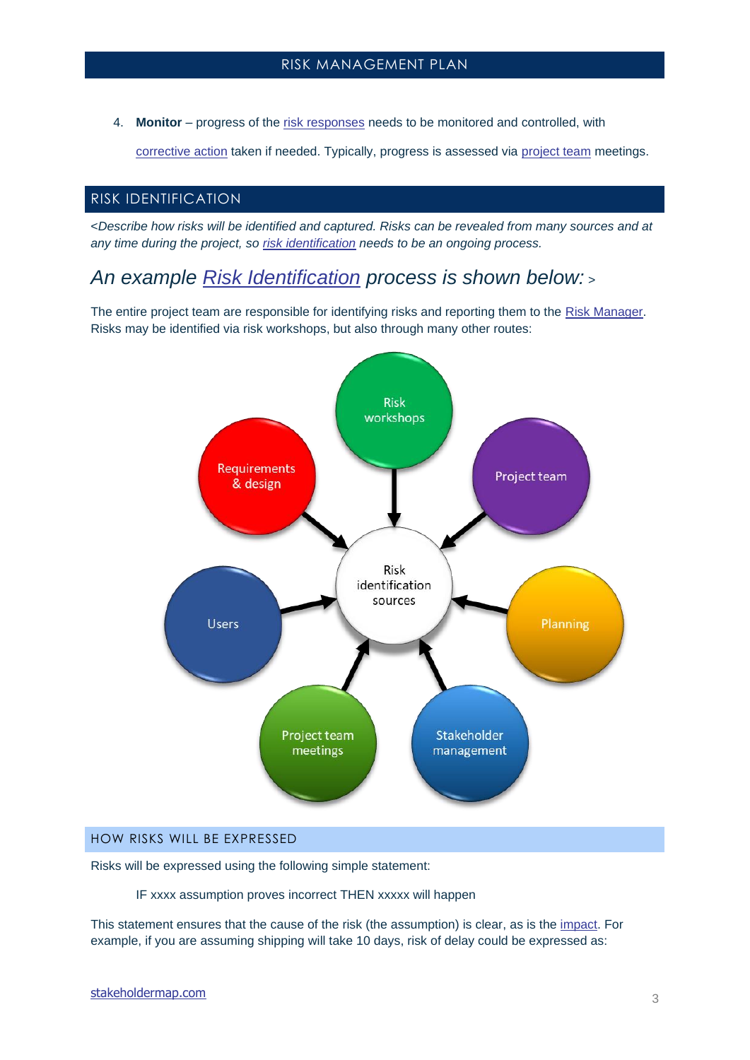4. **Monitor** – progress of the risk responses needs to be monitored and controlled, with corrective action taken if needed. Typically, progress is assessed via project team meetings.

## RISK IDENTIFICATION

*<Describe how risks will be identified and captured. Risks can be revealed from many sources and at any time during the project, so risk identification needs to be an ongoing process.*

## *An example Risk Identification process is shown below: >*

The entire project team are responsible for identifying risks and reporting them to the Risk Manager. Risks may be identified via risk workshops, but also through many other routes:

Risk identification sources:

- Risk workshops
- Project team
- Planning
- Stakeholder management
- Project team meetings
- Users
- Requirements & design

### HOW RISKS WILL BE EXPRESSED

Risks will be expressed using the following simple statement:

IF xxxx assumption proves incorrect THEN xxxxx will happen

This statement ensures that the cause of the risk (the assumption) is clear, as is the impact. For example, if you are assuming shipping will take 10 days, risk of delay could be expressed as: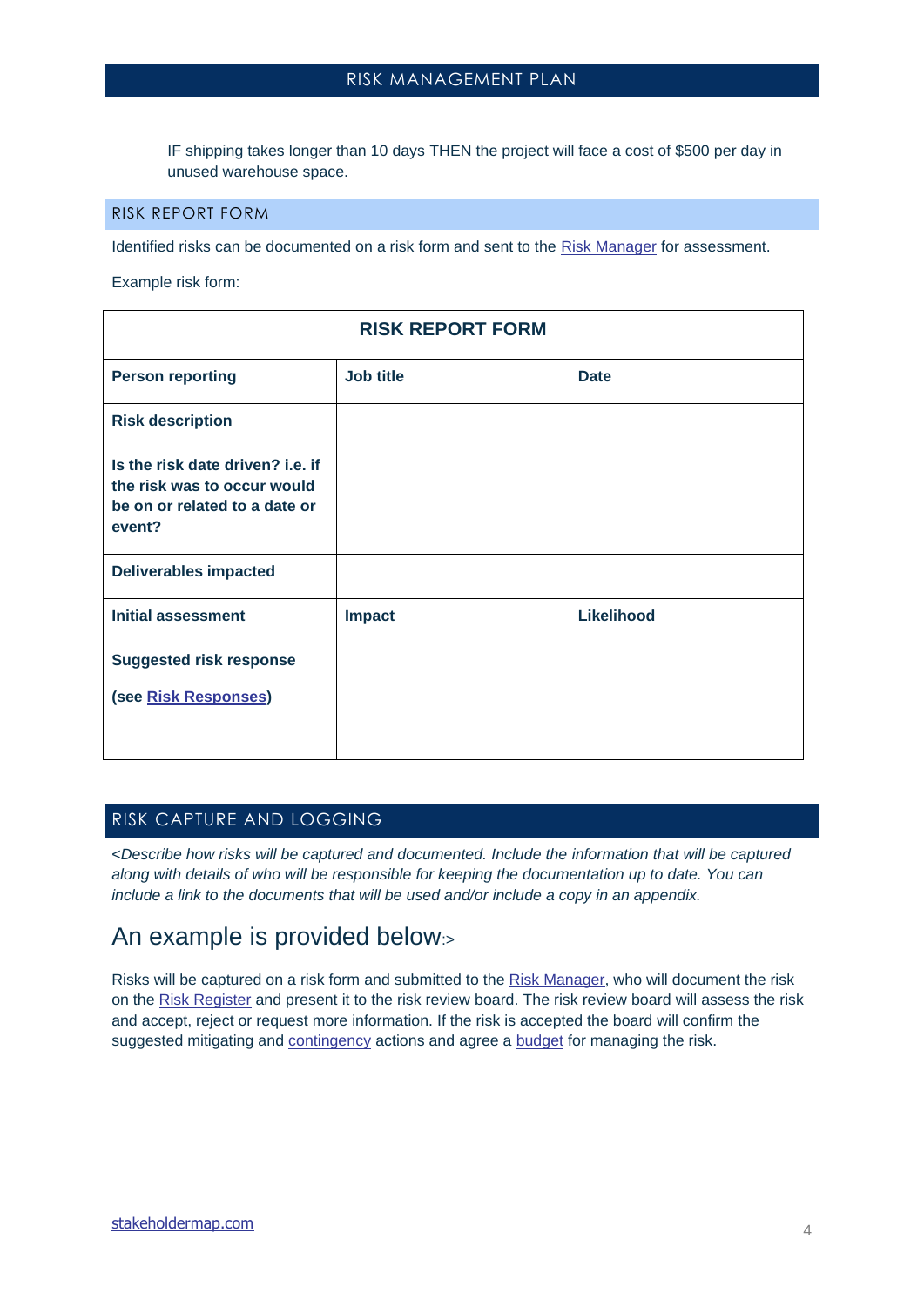IF shipping takes longer than 10 days THEN the project will face a cost of $500 per day in unused warehouse space.

## RISK REPORT FORM

Identified risks can be documented on a risk form and sent to the Risk Manager for assessment.

Example risk form:

| **RISK REPORT FORM** | | |
|---|---|---|
| **Person reporting** | **Job title** | **Date** |
| **Risk description** | | |
| **Is the risk date driven? i.e. if the risk was to occur would be on or related to a date or event?** | | |
| **Deliverables impacted** | | |
| **Initial assessment** | **Impact** | **Likelihood** |
| **Suggested risk response** **(see Risk Responses)** | | |

## RISK CAPTURE AND LOGGING

*<Describe how risks will be captured and documented. Include the information that will be captured along with details of who will be responsible for keeping the documentation up to date. You can include a link to the documents that will be used and/or include a copy in an appendix.*

# An example is provided below:>

Risks will be captured on a risk form and submitted to the Risk Manager, who will document the risk on the Risk Register and present it to the risk review board. The risk review board will assess the risk and accept, reject or request more information. If the risk is accepted the board will confirm the suggested mitigating and contingency actions and agree a budget for managing the risk.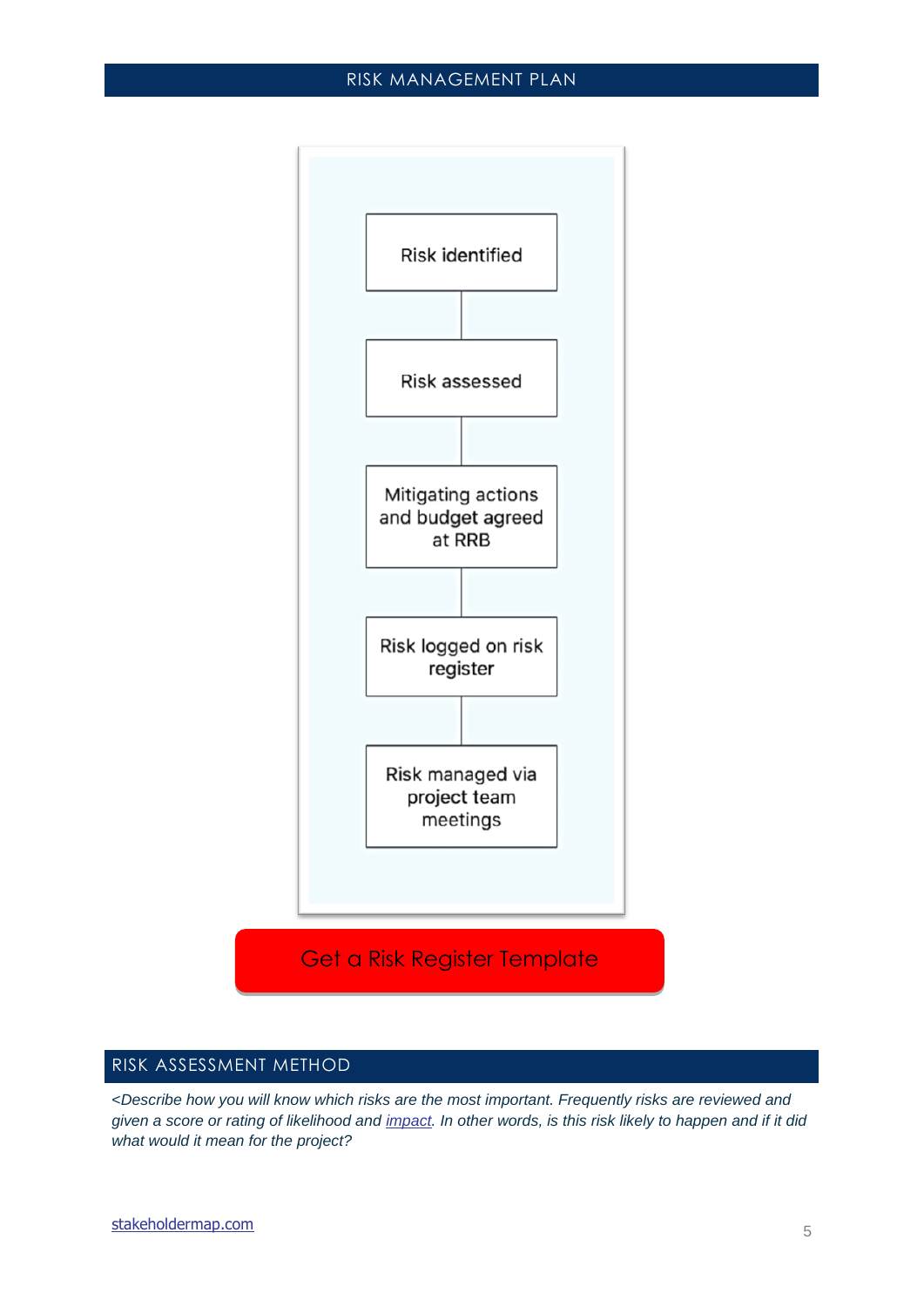Risk identified

Risk assessed

Mitigating actions and budget agreed at RRB

Risk logged on risk register

Risk managed via project team meetings

Get a Risk Register Template

## RISK ASSESSMENT METHOD

*<Describe how you will know which risks are the most important. Frequently risks are reviewed and given a score or rating of likelihood and [impact](impact). In other words, is this risk likely to happen and if it did what would it mean for the project?*

[stakeholdermap.com](stakeholdermap.com)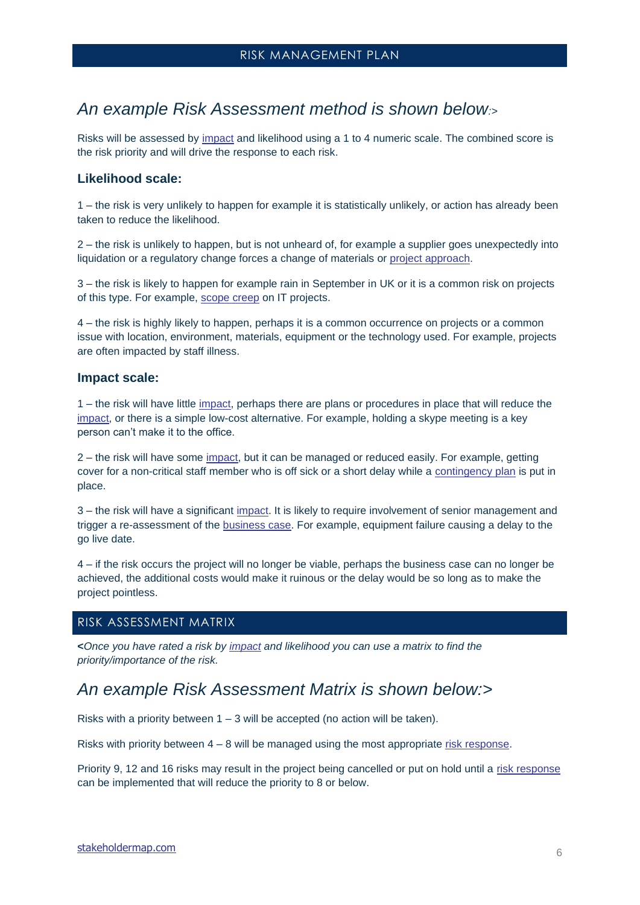## *An example Risk Assessment method is shown below:>*

Risks will be assessed by impact and likelihood using a 1 to 4 numeric scale. The combined score is the risk priority and will drive the response to each risk.

### Likelihood scale:

1 – the risk is very unlikely to happen for example it is statistically unlikely, or action has already been taken to reduce the likelihood.

2 – the risk is unlikely to happen, but is not unheard of, for example a supplier goes unexpectedly into liquidation or a regulatory change forces a change of materials or project approach.

3 – the risk is likely to happen for example rain in September in UK or it is a common risk on projects of this type. For example, scope creep on IT projects.

4 – the risk is highly likely to happen, perhaps it is a common occurrence on projects or a common issue with location, environment, materials, equipment or the technology used. For example, projects are often impacted by staff illness.

### Impact scale:

1 – the risk will have little impact, perhaps there are plans or procedures in place that will reduce the impact, or there is a simple low-cost alternative. For example, holding a skype meeting is a key person can't make it to the office.

2 – the risk will have some impact, but it can be managed or reduced easily. For example, getting cover for a non-critical staff member who is off sick or a short delay while a contingency plan is put in place.

3 – the risk will have a significant impact. It is likely to require involvement of senior management and trigger a re-assessment of the business case. For example, equipment failure causing a delay to the go live date.

4 – if the risk occurs the project will no longer be viable, perhaps the business case can no longer be achieved, the additional costs would make it ruinous or the delay would be so long as to make the project pointless.

## RISK ASSESSMENT MATRIX

**<***Once you have rated a risk by impact and likelihood you can use a matrix to find the priority/importance of the risk.*

## *An example Risk Assessment Matrix is shown below:>*

Risks with a priority between 1 – 3 will be accepted (no action will be taken).

Risks with priority between 4 – 8 will be managed using the most appropriate risk response.

Priority 9, 12 and 16 risks may result in the project being cancelled or put on hold until a risk response can be implemented that will reduce the priority to 8 or below.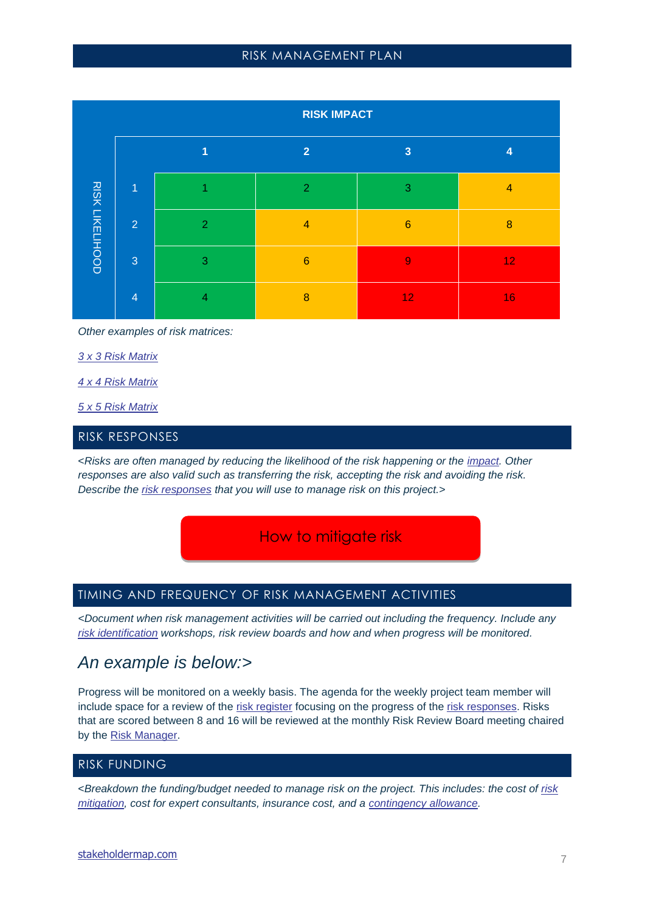| | | RISK IMPACT | | | |
|---|---|---|---|---|---|
| | | 1 | 2 | 3 | 4 |
| RISK LIKELIHOOD | 1 | 1 | 2 | 3 | 4 |
| | 2 | 2 | 4 | 6 | 8 |
| | 3 | 3 | 6 | 9 | 12 |
| | 4 | 4 | 8 | 12 | 16 |

*Other examples of risk matrices:*

*3 x 3 Risk Matrix*

*4 x 4 Risk Matrix*

*5 x 5 Risk Matrix*

## RISK RESPONSES

*<Risks are often managed by reducing the likelihood of the risk happening or the impact. Other responses are also valid such as transferring the risk, accepting the risk and avoiding the risk. Describe the risk responses that you will use to manage risk on this project.>*

How to mitigate risk

## TIMING AND FREQUENCY OF RISK MANAGEMENT ACTIVITIES

*<Document when risk management activities will be carried out including the frequency. Include any risk identification workshops, risk review boards and how and when progress will be monitored.*

## *An example is below:>*

Progress will be monitored on a weekly basis. The agenda for the weekly project team member will include space for a review of the risk register focusing on the progress of the risk responses. Risks that are scored between 8 and 16 will be reviewed at the monthly Risk Review Board meeting chaired by the Risk Manager.

## RISK FUNDING

*<Breakdown the funding/budget needed to manage risk on the project. This includes: the cost of risk mitigation, cost for expert consultants, insurance cost, and a contingency allowance.*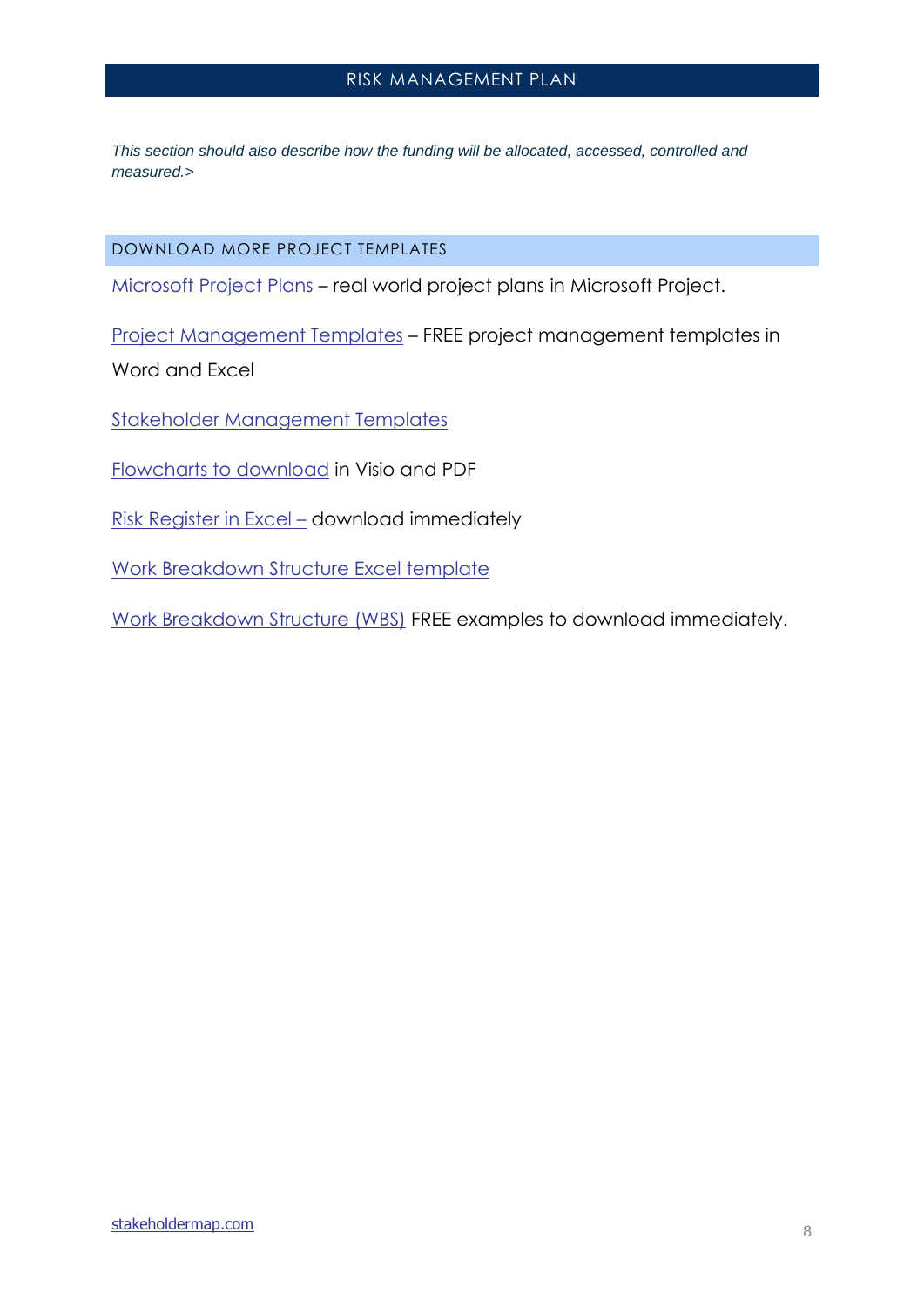*This section should also describe how the funding will be allocated, accessed, controlled and measured.>*

## DOWNLOAD MORE PROJECT TEMPLATES

Microsoft Project Plans – real world project plans in Microsoft Project.

Project Management Templates – FREE project management templates in Word and Excel

Stakeholder Management Templates

Flowcharts to download in Visio and PDF

Risk Register in Excel – download immediately

Work Breakdown Structure Excel template

Work Breakdown Structure (WBS) FREE examples to download immediately.